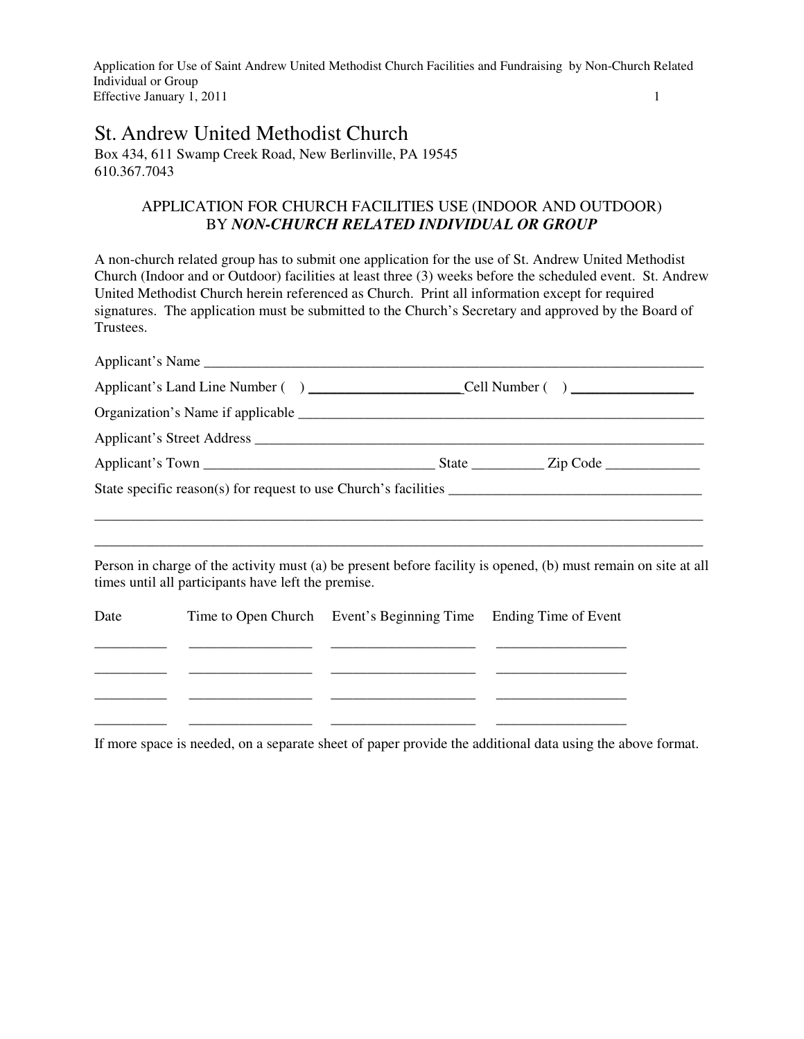# St. Andrew United Methodist Church

Box 434, 611 Swamp Creek Road, New Berlinville, PA 19545
610.367.7043

## APPLICATION FOR CHURCH FACILITIES USE (INDOOR AND OUTDOOR) BY *NON-CHURCH RELATED INDIVIDUAL OR GROUP*

A non-church related group has to submit one application for the use of St. Andrew United Methodist Church (Indoor and or Outdoor) facilities at least three (3) weeks before the scheduled event. St. Andrew United Methodist Church herein referenced as Church. Print all information except for required signatures. The application must be submitted to the Church's Secretary and approved by the Board of Trustees.

Applicant's Name ___________________________________________________________________________

Applicant's Land Line Number ( ) ______________________ Cell Number ( ) _________________

Organization's Name if applicable ____________________________________________________________

Applicant's Street Address __________________________________________________________________

Applicant's Town ________________________________ State __________ Zip Code _____________

State specific reason(s) for request to use Church's facilities ___________________________________

__________________________________________________________________________________________

__________________________________________________________________________________________

Person in charge of the activity must (a) be present before facility is opened, (b) must remain on site at all times until all participants have left the premise.

| Date | Time to Open Church | Event's Beginning Time | Ending Time of Event |
|---|---|---|---|
| __________ | _________________ | ____________________ | __________________ |
| __________ | _________________ | ____________________ | __________________ |
| __________ | _________________ | ____________________ | __________________ |
| __________ | _________________ | ____________________ | __________________ |

If more space is needed, on a separate sheet of paper provide the additional data using the above format.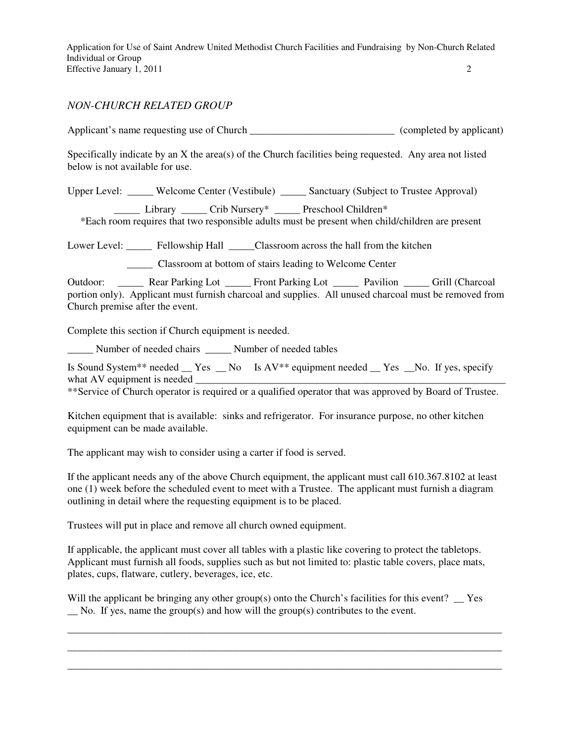*NON-CHURCH RELATED GROUP*

Applicant's name requesting use of Church ____________________________ (completed by applicant)

Specifically indicate by an X the area(s) of the Church facilities being requested. Any area not listed below is not available for use.

Upper Level: _____ Welcome Center (Vestibule) _____ Sanctuary (Subject to Trustee Approval)

_____ Library _____ Crib Nursery* _____ Preschool Children*

*Each room requires that two responsible adults must be present when child/children are present

Lower Level: _____ Fellowship Hall _____Classroom across the hall from the kitchen

_____ Classroom at bottom of stairs leading to Welcome Center

Outdoor: _____ Rear Parking Lot _____ Front Parking Lot _____ Pavilion _____ Grill (Charcoal portion only). Applicant must furnish charcoal and supplies. All unused charcoal must be removed from Church premise after the event.

Complete this section if Church equipment is needed.

_____ Number of needed chairs _____ Number of needed tables

Is Sound System** needed __ Yes __ No Is AV** equipment needed __ Yes __No. If yes, specify what AV equipment is needed ______________________________________________________________

**Service of Church operator is required or a qualified operator that was approved by Board of Trustee.

Kitchen equipment that is available: sinks and refrigerator. For insurance purpose, no other kitchen equipment can be made available.

The applicant may wish to consider using a carter if food is served.

If the applicant needs any of the above Church equipment, the applicant must call 610.367.8102 at least one (1) week before the scheduled event to meet with a Trustee. The applicant must furnish a diagram outlining in detail where the requesting equipment is to be placed.

Trustees will put in place and remove all church owned equipment.

If applicable, the applicant must cover all tables with a plastic like covering to protect the tabletops. Applicant must furnish all foods, supplies such as but not limited to: plastic table covers, place mats, plates, cups, flatware, cutlery, beverages, ice, etc.

Will the applicant be bringing any other group(s) onto the Church's facilities for this event? __ Yes __ No. If yes, name the group(s) and how will the group(s) contributes to the event.

________________________________________________________________________________________

________________________________________________________________________________________

________________________________________________________________________________________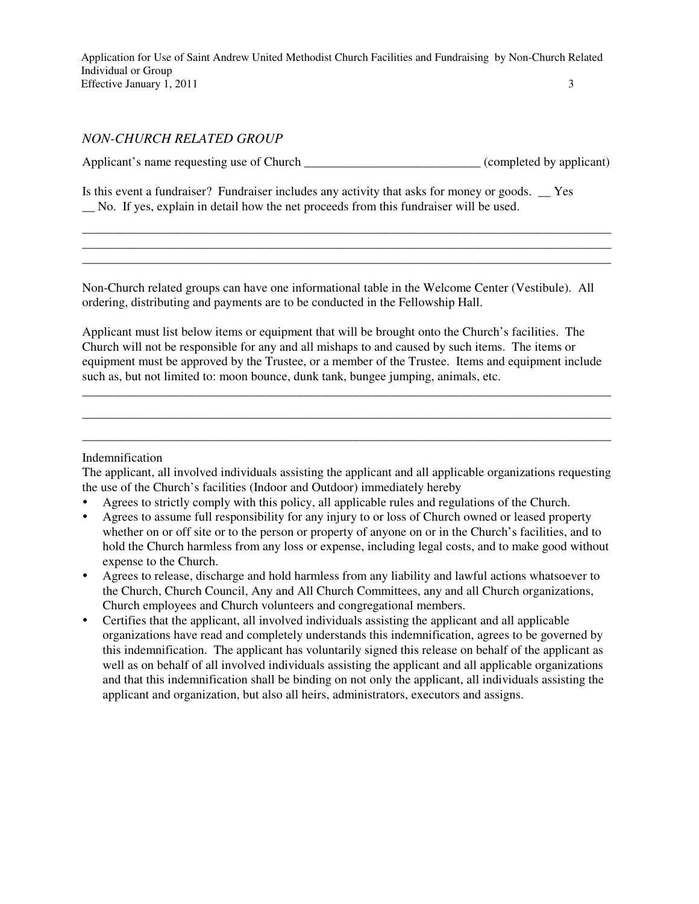*NON-CHURCH RELATED GROUP*

Applicant's name requesting use of Church ____________________________ (completed by applicant)

Is this event a fundraiser? Fundraiser includes any activity that asks for money or goods. __ Yes __ No. If yes, explain in detail how the net proceeds from this fundraiser will be used.

________________________________________________________________________________________
________________________________________________________________________________________
________________________________________________________________________________________

Non-Church related groups can have one informational table in the Welcome Center (Vestibule). All ordering, distributing and payments are to be conducted in the Fellowship Hall.

Applicant must list below items or equipment that will be brought onto the Church's facilities. The Church will not be responsible for any and all mishaps to and caused by such items. The items or equipment must be approved by the Trustee, or a member of the Trustee. Items and equipment include such as, but not limited to: moon bounce, dunk tank, bungee jumping, animals, etc.

________________________________________________________________________________________
________________________________________________________________________________________
________________________________________________________________________________________

Indemnification

The applicant, all involved individuals assisting the applicant and all applicable organizations requesting the use of the Church's facilities (Indoor and Outdoor) immediately hereby

- Agrees to strictly comply with this policy, all applicable rules and regulations of the Church.
- Agrees to assume full responsibility for any injury to or loss of Church owned or leased property whether on or off site or to the person or property of anyone on or in the Church's facilities, and to hold the Church harmless from any loss or expense, including legal costs, and to make good without expense to the Church.
- Agrees to release, discharge and hold harmless from any liability and lawful actions whatsoever to the Church, Church Council, Any and All Church Committees, any and all Church organizations, Church employees and Church volunteers and congregational members.
- Certifies that the applicant, all involved individuals assisting the applicant and all applicable organizations have read and completely understands this indemnification, agrees to be governed by this indemnification. The applicant has voluntarily signed this release on behalf of the applicant as well as on behalf of all involved individuals assisting the applicant and all applicable organizations and that this indemnification shall be binding on not only the applicant, all individuals assisting the applicant and organization, but also all heirs, administrators, executors and assigns.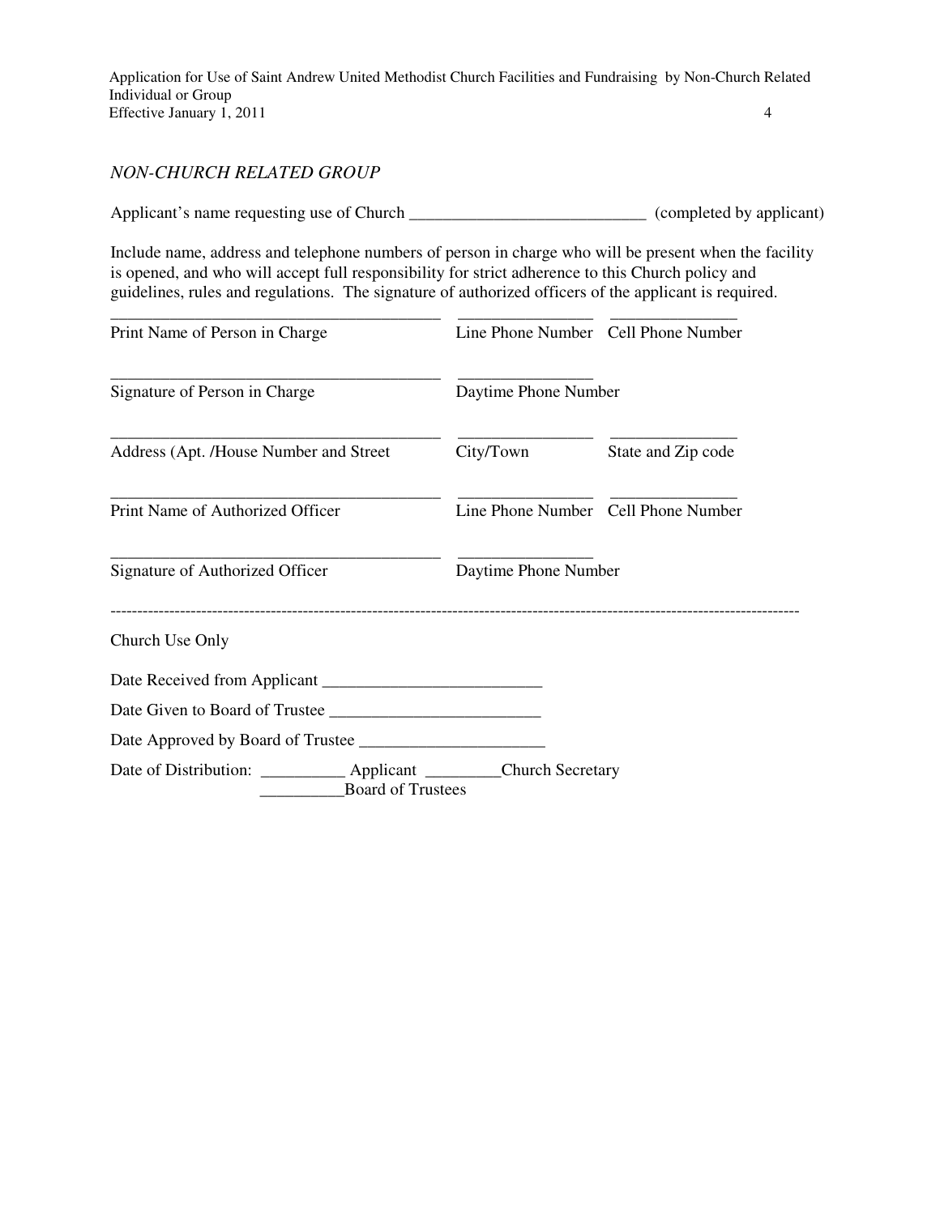*NON-CHURCH RELATED GROUP*

Applicant's name requesting use of Church ____________________________ (completed by applicant)

Include name, address and telephone numbers of person in charge who will be present when the facility is opened, and who will accept full responsibility for strict adherence to this Church policy and guidelines, rules and regulations. The signature of authorized officers of the applicant is required.

_______________________________________ ________________ _______________
Print Name of Person in Charge Line Phone Number Cell Phone Number

_______________________________________ ________________
Signature of Person in Charge Daytime Phone Number

_______________________________________ ________________ _______________
Address (Apt. /House Number and Street City/Town State and Zip code

_______________________________________ ________________ _______________
Print Name of Authorized Officer Line Phone Number Cell Phone Number

_______________________________________ ________________
Signature of Authorized Officer Daytime Phone Number

-------------------------------------------------------------------------------------------------------------------------------

Church Use Only

Date Received from Applicant __________________________

Date Given to Board of Trustee _________________________

Date Approved by Board of Trustee ______________________

Date of Distribution: __________ Applicant _________Church Secretary
__________Board of Trustees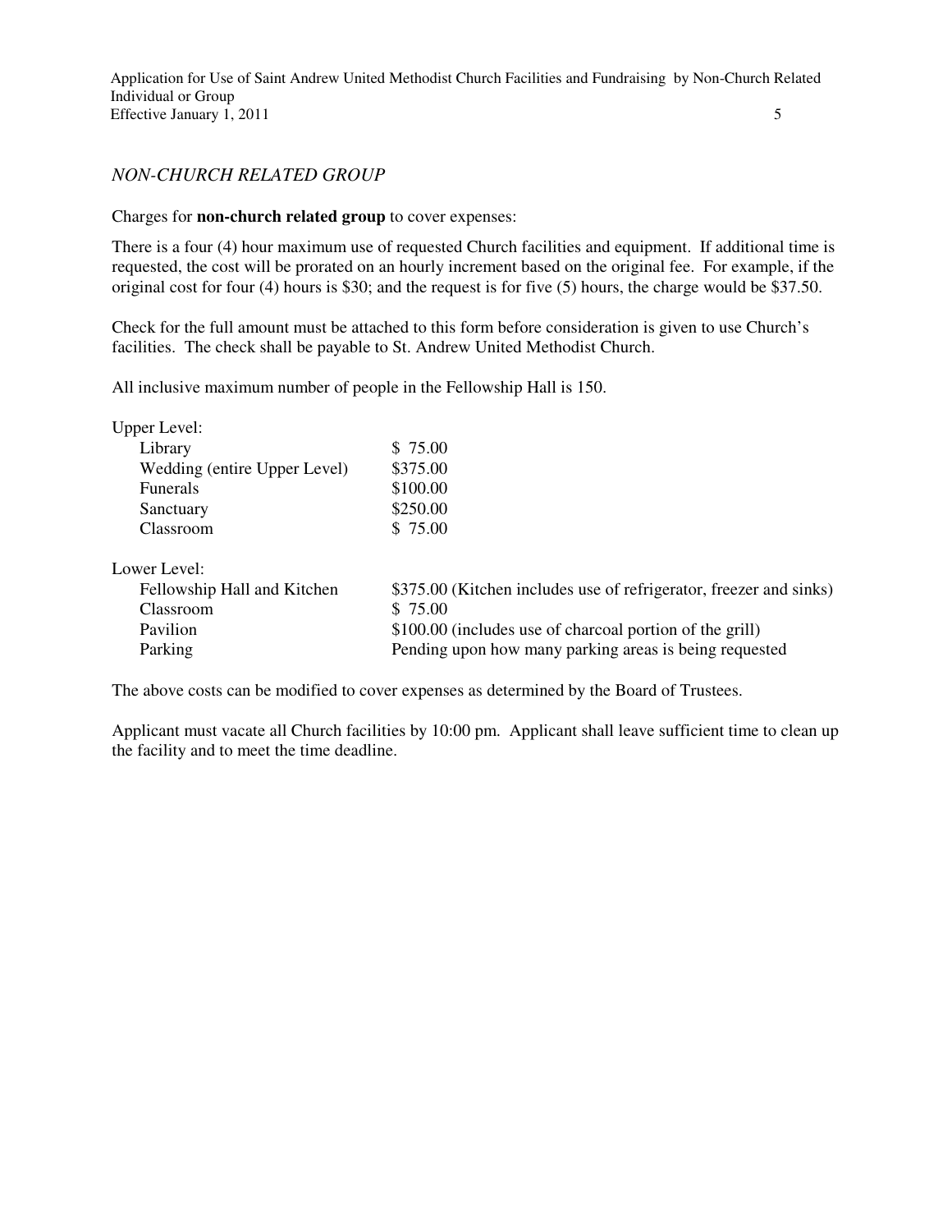## *NON-CHURCH RELATED GROUP*

Charges for **non-church related group** to cover expenses:

There is a four (4) hour maximum use of requested Church facilities and equipment. If additional time is requested, the cost will be prorated on an hourly increment based on the original fee. For example, if the original cost for four (4) hours is $30; and the request is for five (5) hours, the charge would be $37.50.

Check for the full amount must be attached to this form before consideration is given to use Church's facilities. The check shall be payable to St. Andrew United Methodist Church.

All inclusive maximum number of people in the Fellowship Hall is 150.

| | |
|---|---|
| Upper Level: | |
| Library | $ 75.00 |
| Wedding (entire Upper Level) | $375.00 |
| Funerals | $100.00 |
| Sanctuary | $250.00 |
| Classroom | $ 75.00 |
| Lower Level: | |
| Fellowship Hall and Kitchen | $375.00 (Kitchen includes use of refrigerator, freezer and sinks) |
| Classroom | $ 75.00 |
| Pavilion | $100.00 (includes use of charcoal portion of the grill) |
| Parking | Pending upon how many parking areas is being requested |

The above costs can be modified to cover expenses as determined by the Board of Trustees.

Applicant must vacate all Church facilities by 10:00 pm. Applicant shall leave sufficient time to clean up the facility and to meet the time deadline.